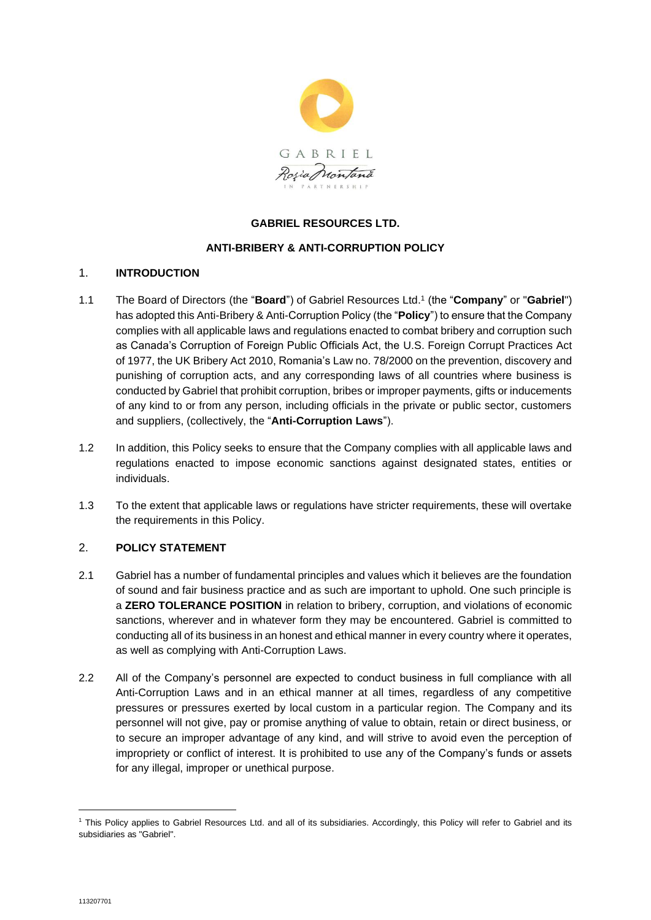GABRIEL

Roșia Montană

IN PARTNERSHIP

**GABRIEL RESOURCES LTD.**

**ANTI-BRIBERY & ANTI-CORRUPTION POLICY**

## 1. INTRODUCTION

1.1 The Board of Directors (the "**Board**") of Gabriel Resources Ltd.[1] (the "**Company**" or "**Gabriel**") has adopted this Anti-Bribery & Anti-Corruption Policy (the "**Policy**") to ensure that the Company complies with all applicable laws and regulations enacted to combat bribery and corruption such as Canada's Corruption of Foreign Public Officials Act, the U.S. Foreign Corrupt Practices Act of 1977, the UK Bribery Act 2010, Romania's Law no. 78/2000 on the prevention, discovery and punishing of corruption acts, and any corresponding laws of all countries where business is conducted by Gabriel that prohibit corruption, bribes or improper payments, gifts or inducements of any kind to or from any person, including officials in the private or public sector, customers and suppliers, (collectively, the "**Anti-Corruption Laws**").

1.2 In addition, this Policy seeks to ensure that the Company complies with all applicable laws and regulations enacted to impose economic sanctions against designated states, entities or individuals.

1.3 To the extent that applicable laws or regulations have stricter requirements, these will overtake the requirements in this Policy.

## 2. POLICY STATEMENT

2.1 Gabriel has a number of fundamental principles and values which it believes are the foundation of sound and fair business practice and as such are important to uphold. One such principle is a **ZERO TOLERANCE POSITION** in relation to bribery, corruption, and violations of economic sanctions, wherever and in whatever form they may be encountered. Gabriel is committed to conducting all of its business in an honest and ethical manner in every country where it operates, as well as complying with Anti-Corruption Laws.

2.2 All of the Company's personnel are expected to conduct business in full compliance with all Anti-Corruption Laws and in an ethical manner at all times, regardless of any competitive pressures or pressures exerted by local custom in a particular region. The Company and its personnel will not give, pay or promise anything of value to obtain, retain or direct business, or to secure an improper advantage of any kind, and will strive to avoid even the perception of impropriety or conflict of interest. It is prohibited to use any of the Company's funds or assets for any illegal, improper or unethical purpose.

[1] This Policy applies to Gabriel Resources Ltd. and all of its subsidiaries. Accordingly, this Policy will refer to Gabriel and its subsidiaries as "Gabriel".

113207701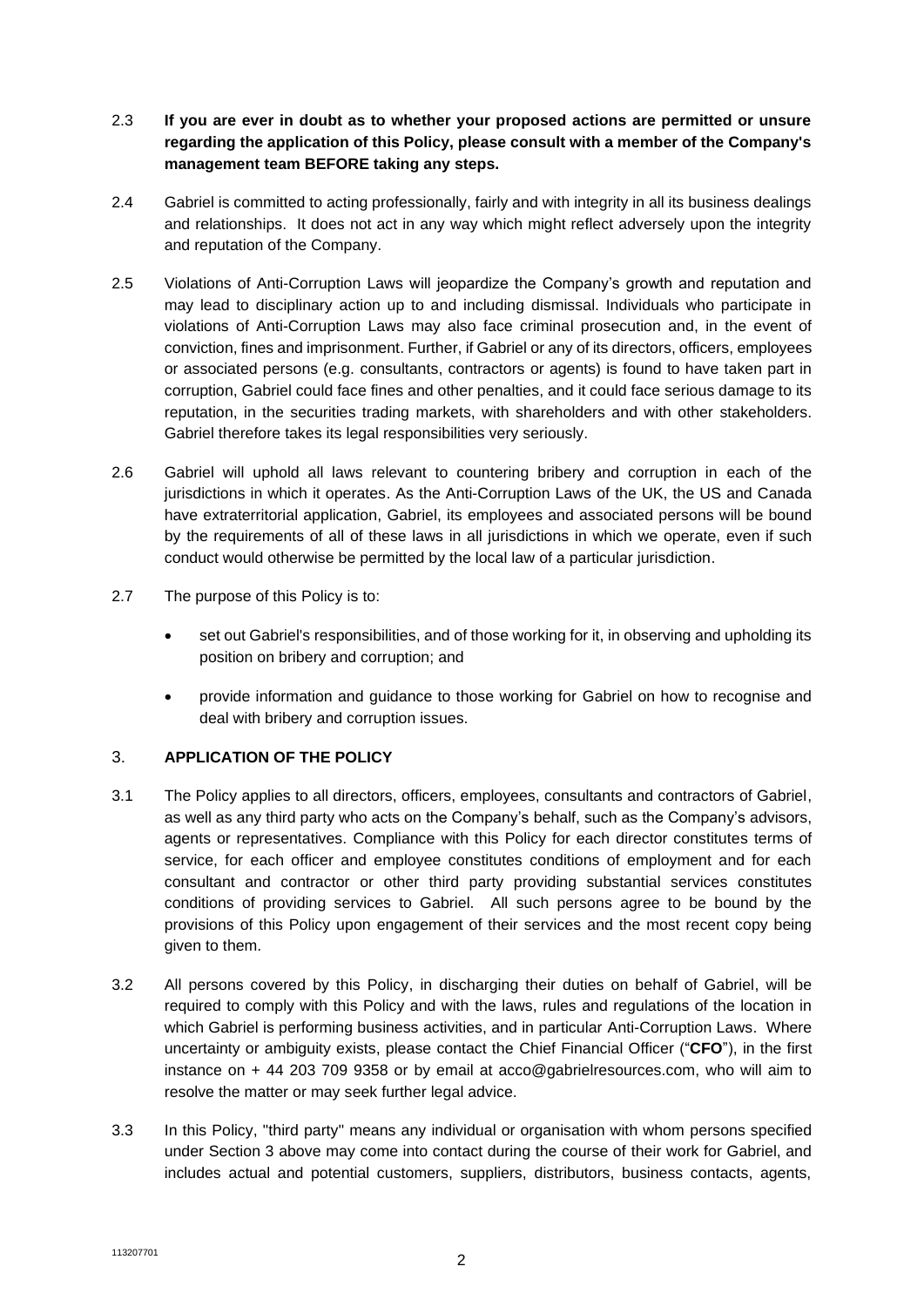2.3 **If you are ever in doubt as to whether your proposed actions are permitted or unsure regarding the application of this Policy, please consult with a member of the Company's management team BEFORE taking any steps.**

2.4 Gabriel is committed to acting professionally, fairly and with integrity in all its business dealings and relationships. It does not act in any way which might reflect adversely upon the integrity and reputation of the Company.

2.5 Violations of Anti-Corruption Laws will jeopardize the Company's growth and reputation and may lead to disciplinary action up to and including dismissal. Individuals who participate in violations of Anti-Corruption Laws may also face criminal prosecution and, in the event of conviction, fines and imprisonment. Further, if Gabriel or any of its directors, officers, employees or associated persons (e.g. consultants, contractors or agents) is found to have taken part in corruption, Gabriel could face fines and other penalties, and it could face serious damage to its reputation, in the securities trading markets, with shareholders and with other stakeholders. Gabriel therefore takes its legal responsibilities very seriously.

2.6 Gabriel will uphold all laws relevant to countering bribery and corruption in each of the jurisdictions in which it operates. As the Anti-Corruption Laws of the UK, the US and Canada have extraterritorial application, Gabriel, its employees and associated persons will be bound by the requirements of all of these laws in all jurisdictions in which we operate, even if such conduct would otherwise be permitted by the local law of a particular jurisdiction.

2.7 The purpose of this Policy is to:

- set out Gabriel's responsibilities, and of those working for it, in observing and upholding its position on bribery and corruption; and
- provide information and guidance to those working for Gabriel on how to recognise and deal with bribery and corruption issues.

## 3. APPLICATION OF THE POLICY

3.1 The Policy applies to all directors, officers, employees, consultants and contractors of Gabriel, as well as any third party who acts on the Company's behalf, such as the Company's advisors, agents or representatives. Compliance with this Policy for each director constitutes terms of service, for each officer and employee constitutes conditions of employment and for each consultant and contractor or other third party providing substantial services constitutes conditions of providing services to Gabriel. All such persons agree to be bound by the provisions of this Policy upon engagement of their services and the most recent copy being given to them.

3.2 All persons covered by this Policy, in discharging their duties on behalf of Gabriel, will be required to comply with this Policy and with the laws, rules and regulations of the location in which Gabriel is performing business activities, and in particular Anti-Corruption Laws. Where uncertainty or ambiguity exists, please contact the Chief Financial Officer ("**CFO**"), in the first instance on + 44 203 709 9358 or by email at acco@gabrielresources.com, who will aim to resolve the matter or may seek further legal advice.

3.3 In this Policy, "third party" means any individual or organisation with whom persons specified under Section 3 above may come into contact during the course of their work for Gabriel, and includes actual and potential customers, suppliers, distributors, business contacts, agents,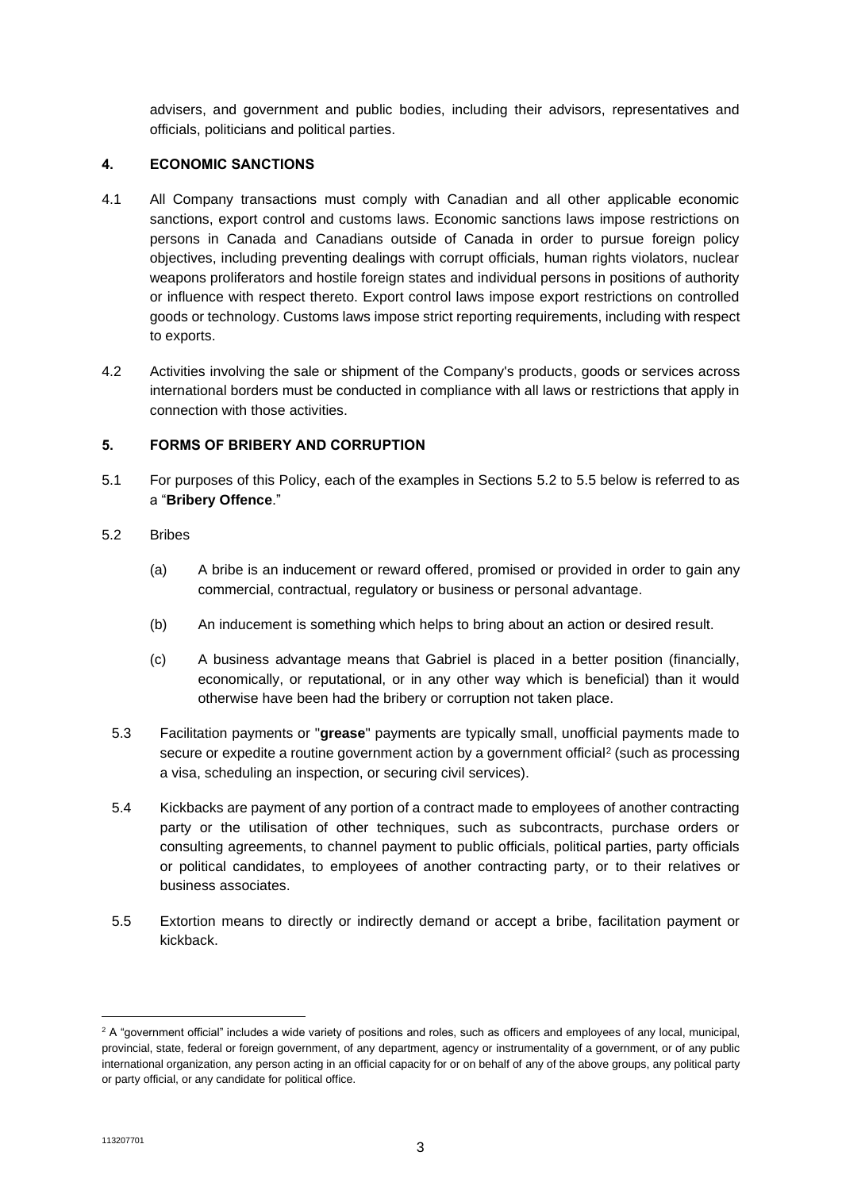advisers, and government and public bodies, including their advisors, representatives and officials, politicians and political parties.

## 4. ECONOMIC SANCTIONS

4.1 All Company transactions must comply with Canadian and all other applicable economic sanctions, export control and customs laws. Economic sanctions laws impose restrictions on persons in Canada and Canadians outside of Canada in order to pursue foreign policy objectives, including preventing dealings with corrupt officials, human rights violators, nuclear weapons proliferators and hostile foreign states and individual persons in positions of authority or influence with respect thereto. Export control laws impose export restrictions on controlled goods or technology. Customs laws impose strict reporting requirements, including with respect to exports.

4.2 Activities involving the sale or shipment of the Company's products, goods or services across international borders must be conducted in compliance with all laws or restrictions that apply in connection with those activities.

## 5. FORMS OF BRIBERY AND CORRUPTION

5.1 For purposes of this Policy, each of the examples in Sections 5.2 to 5.5 below is referred to as a "**Bribery Offence**."

5.2 Bribes

(a) A bribe is an inducement or reward offered, promised or provided in order to gain any commercial, contractual, regulatory or business or personal advantage.

(b) An inducement is something which helps to bring about an action or desired result.

(c) A business advantage means that Gabriel is placed in a better position (financially, economically, or reputational, or in any other way which is beneficial) than it would otherwise have been had the bribery or corruption not taken place.

5.3 Facilitation payments or "**grease**" payments are typically small, unofficial payments made to secure or expedite a routine government action by a government official[2] (such as processing a visa, scheduling an inspection, or securing civil services).

5.4 Kickbacks are payment of any portion of a contract made to employees of another contracting party or the utilisation of other techniques, such as subcontracts, purchase orders or consulting agreements, to channel payment to public officials, political parties, party officials or political candidates, to employees of another contracting party, or to their relatives or business associates.

5.5 Extortion means to directly or indirectly demand or accept a bribe, facilitation payment or kickback.

---

[2] A "government official" includes a wide variety of positions and roles, such as officers and employees of any local, municipal, provincial, state, federal or foreign government, of any department, agency or instrumentality of a government, or of any public international organization, any person acting in an official capacity for or on behalf of any of the above groups, any political party or party official, or any candidate for political office.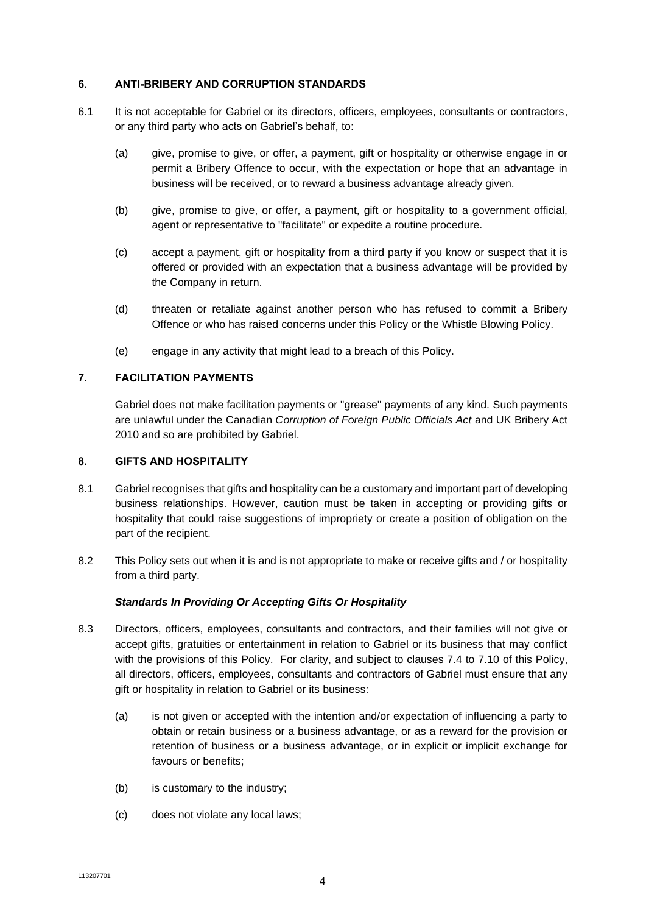## 6. ANTI-BRIBERY AND CORRUPTION STANDARDS

6.1 It is not acceptable for Gabriel or its directors, officers, employees, consultants or contractors, or any third party who acts on Gabriel's behalf, to:

(a) give, promise to give, or offer, a payment, gift or hospitality or otherwise engage in or permit a Bribery Offence to occur, with the expectation or hope that an advantage in business will be received, or to reward a business advantage already given.

(b) give, promise to give, or offer, a payment, gift or hospitality to a government official, agent or representative to "facilitate" or expedite a routine procedure.

(c) accept a payment, gift or hospitality from a third party if you know or suspect that it is offered or provided with an expectation that a business advantage will be provided by the Company in return.

(d) threaten or retaliate against another person who has refused to commit a Bribery Offence or who has raised concerns under this Policy or the Whistle Blowing Policy.

(e) engage in any activity that might lead to a breach of this Policy.

## 7. FACILITATION PAYMENTS

Gabriel does not make facilitation payments or "grease" payments of any kind. Such payments are unlawful under the Canadian *Corruption of Foreign Public Officials Act* and UK Bribery Act 2010 and so are prohibited by Gabriel.

## 8. GIFTS AND HOSPITALITY

8.1 Gabriel recognises that gifts and hospitality can be a customary and important part of developing business relationships. However, caution must be taken in accepting or providing gifts or hospitality that could raise suggestions of impropriety or create a position of obligation on the part of the recipient.

8.2 This Policy sets out when it is and is not appropriate to make or receive gifts and / or hospitality from a third party.

***Standards In Providing Or Accepting Gifts Or Hospitality***

8.3 Directors, officers, employees, consultants and contractors, and their families will not give or accept gifts, gratuities or entertainment in relation to Gabriel or its business that may conflict with the provisions of this Policy. For clarity, and subject to clauses 7.4 to 7.10 of this Policy, all directors, officers, employees, consultants and contractors of Gabriel must ensure that any gift or hospitality in relation to Gabriel or its business:

(a) is not given or accepted with the intention and/or expectation of influencing a party to obtain or retain business or a business advantage, or as a reward for the provision or retention of business or a business advantage, or in explicit or implicit exchange for favours or benefits;

(b) is customary to the industry;

(c) does not violate any local laws;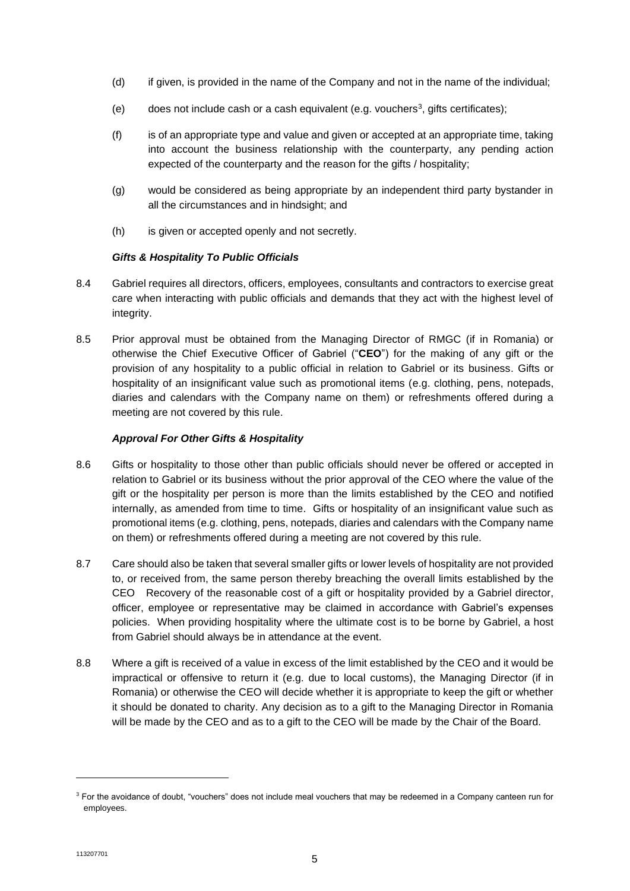(d) if given, is provided in the name of the Company and not in the name of the individual;

(e) does not include cash or a cash equivalent (e.g. vouchers[3], gifts certificates);

(f) is of an appropriate type and value and given or accepted at an appropriate time, taking into account the business relationship with the counterparty, any pending action expected of the counterparty and the reason for the gifts / hospitality;

(g) would be considered as being appropriate by an independent third party bystander in all the circumstances and in hindsight; and

(h) is given or accepted openly and not secretly.

***Gifts & Hospitality To Public Officials***

8.4 Gabriel requires all directors, officers, employees, consultants and contractors to exercise great care when interacting with public officials and demands that they act with the highest level of integrity.

8.5 Prior approval must be obtained from the Managing Director of RMGC (if in Romania) or otherwise the Chief Executive Officer of Gabriel ("**CEO**") for the making of any gift or the provision of any hospitality to a public official in relation to Gabriel or its business. Gifts or hospitality of an insignificant value such as promotional items (e.g. clothing, pens, notepads, diaries and calendars with the Company name on them) or refreshments offered during a meeting are not covered by this rule.

***Approval For Other Gifts & Hospitality***

8.6 Gifts or hospitality to those other than public officials should never be offered or accepted in relation to Gabriel or its business without the prior approval of the CEO where the value of the gift or the hospitality per person is more than the limits established by the CEO and notified internally, as amended from time to time. Gifts or hospitality of an insignificant value such as promotional items (e.g. clothing, pens, notepads, diaries and calendars with the Company name on them) or refreshments offered during a meeting are not covered by this rule.

8.7 Care should also be taken that several smaller gifts or lower levels of hospitality are not provided to, or received from, the same person thereby breaching the overall limits established by the CEO Recovery of the reasonable cost of a gift or hospitality provided by a Gabriel director, officer, employee or representative may be claimed in accordance with Gabriel's expenses policies. When providing hospitality where the ultimate cost is to be borne by Gabriel, a host from Gabriel should always be in attendance at the event.

8.8 Where a gift is received of a value in excess of the limit established by the CEO and it would be impractical or offensive to return it (e.g. due to local customs), the Managing Director (if in Romania) or otherwise the CEO will decide whether it is appropriate to keep the gift or whether it should be donated to charity. Any decision as to a gift to the Managing Director in Romania will be made by the CEO and as to a gift to the CEO will be made by the Chair of the Board.

[3] For the avoidance of doubt, "vouchers" does not include meal vouchers that may be redeemed in a Company canteen run for employees.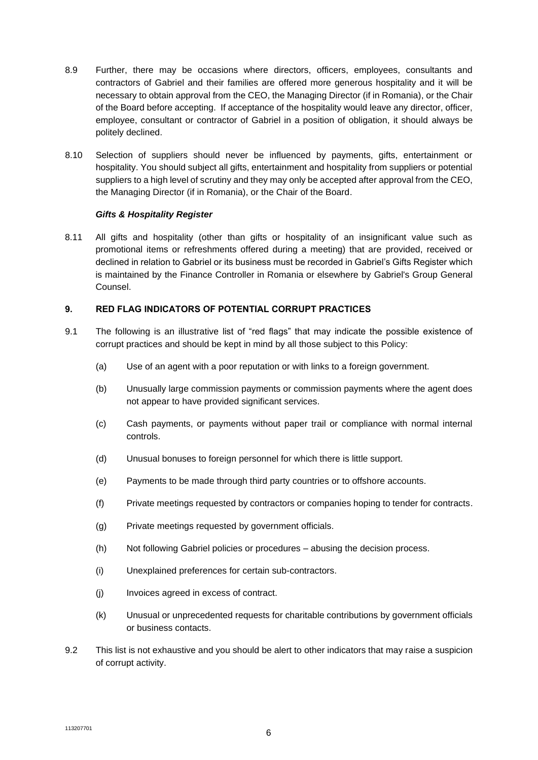8.9 Further, there may be occasions where directors, officers, employees, consultants and contractors of Gabriel and their families are offered more generous hospitality and it will be necessary to obtain approval from the CEO, the Managing Director (if in Romania), or the Chair of the Board before accepting. If acceptance of the hospitality would leave any director, officer, employee, consultant or contractor of Gabriel in a position of obligation, it should always be politely declined.

8.10 Selection of suppliers should never be influenced by payments, gifts, entertainment or hospitality. You should subject all gifts, entertainment and hospitality from suppliers or potential suppliers to a high level of scrutiny and they may only be accepted after approval from the CEO, the Managing Director (if in Romania), or the Chair of the Board.

***Gifts & Hospitality Register***

8.11 All gifts and hospitality (other than gifts or hospitality of an insignificant value such as promotional items or refreshments offered during a meeting) that are provided, received or declined in relation to Gabriel or its business must be recorded in Gabriel's Gifts Register which is maintained by the Finance Controller in Romania or elsewhere by Gabriel's Group General Counsel.

## 9. RED FLAG INDICATORS OF POTENTIAL CORRUPT PRACTICES

9.1 The following is an illustrative list of "red flags" that may indicate the possible existence of corrupt practices and should be kept in mind by all those subject to this Policy:

(a) Use of an agent with a poor reputation or with links to a foreign government.

(b) Unusually large commission payments or commission payments where the agent does not appear to have provided significant services.

(c) Cash payments, or payments without paper trail or compliance with normal internal controls.

(d) Unusual bonuses to foreign personnel for which there is little support.

(e) Payments to be made through third party countries or to offshore accounts.

(f) Private meetings requested by contractors or companies hoping to tender for contracts.

(g) Private meetings requested by government officials.

(h) Not following Gabriel policies or procedures – abusing the decision process.

(i) Unexplained preferences for certain sub-contractors.

(j) Invoices agreed in excess of contract.

(k) Unusual or unprecedented requests for charitable contributions by government officials or business contacts.

9.2 This list is not exhaustive and you should be alert to other indicators that may raise a suspicion of corrupt activity.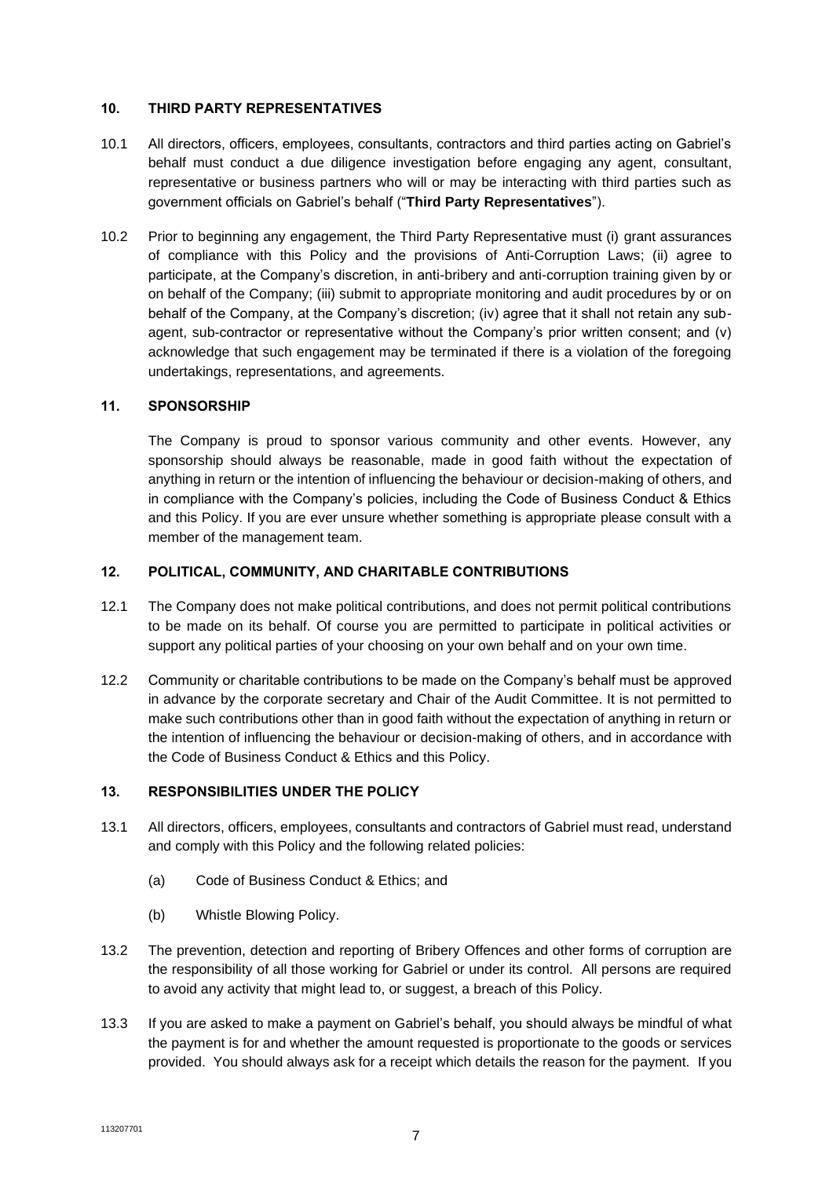## 10. THIRD PARTY REPRESENTATIVES

10.1 All directors, officers, employees, consultants, contractors and third parties acting on Gabriel's behalf must conduct a due diligence investigation before engaging any agent, consultant, representative or business partners who will or may be interacting with third parties such as government officials on Gabriel's behalf ("**Third Party Representatives**").

10.2 Prior to beginning any engagement, the Third Party Representative must (i) grant assurances of compliance with this Policy and the provisions of Anti-Corruption Laws; (ii) agree to participate, at the Company's discretion, in anti-bribery and anti-corruption training given by or on behalf of the Company; (iii) submit to appropriate monitoring and audit procedures by or on behalf of the Company, at the Company's discretion; (iv) agree that it shall not retain any sub-agent, sub-contractor or representative without the Company's prior written consent; and (v) acknowledge that such engagement may be terminated if there is a violation of the foregoing undertakings, representations, and agreements.

## 11. SPONSORSHIP

The Company is proud to sponsor various community and other events. However, any sponsorship should always be reasonable, made in good faith without the expectation of anything in return or the intention of influencing the behaviour or decision-making of others, and in compliance with the Company's policies, including the Code of Business Conduct & Ethics and this Policy. If you are ever unsure whether something is appropriate please consult with a member of the management team.

## 12. POLITICAL, COMMUNITY, AND CHARITABLE CONTRIBUTIONS

12.1 The Company does not make political contributions, and does not permit political contributions to be made on its behalf. Of course you are permitted to participate in political activities or support any political parties of your choosing on your own behalf and on your own time.

12.2 Community or charitable contributions to be made on the Company's behalf must be approved in advance by the corporate secretary and Chair of the Audit Committee. It is not permitted to make such contributions other than in good faith without the expectation of anything in return or the intention of influencing the behaviour or decision-making of others, and in accordance with the Code of Business Conduct & Ethics and this Policy.

## 13. RESPONSIBILITIES UNDER THE POLICY

13.1 All directors, officers, employees, consultants and contractors of Gabriel must read, understand and comply with this Policy and the following related policies:

(a) Code of Business Conduct & Ethics; and

(b) Whistle Blowing Policy.

13.2 The prevention, detection and reporting of Bribery Offences and other forms of corruption are the responsibility of all those working for Gabriel or under its control. All persons are required to avoid any activity that might lead to, or suggest, a breach of this Policy.

13.3 If you are asked to make a payment on Gabriel's behalf, you should always be mindful of what the payment is for and whether the amount requested is proportionate to the goods or services provided. You should always ask for a receipt which details the reason for the payment. If you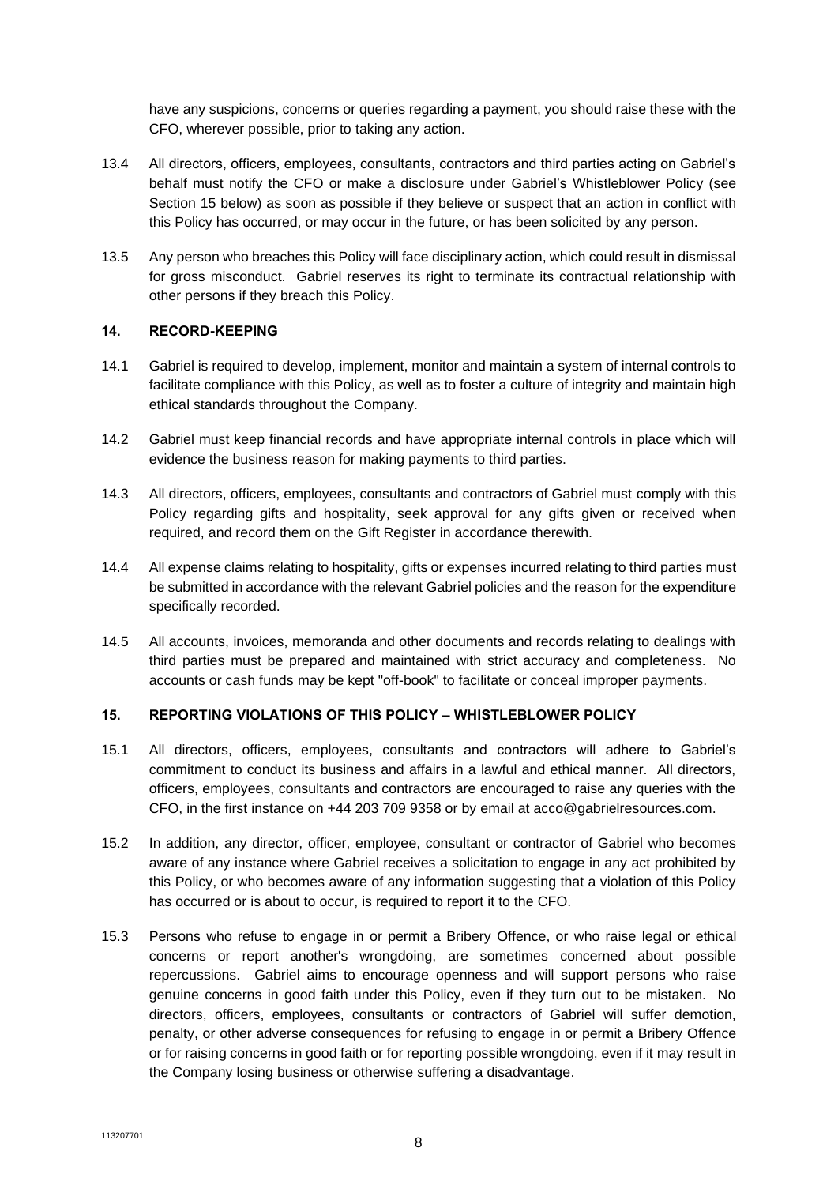have any suspicions, concerns or queries regarding a payment, you should raise these with the CFO, wherever possible, prior to taking any action.

13.4 All directors, officers, employees, consultants, contractors and third parties acting on Gabriel's behalf must notify the CFO or make a disclosure under Gabriel's Whistleblower Policy (see Section 15 below) as soon as possible if they believe or suspect that an action in conflict with this Policy has occurred, or may occur in the future, or has been solicited by any person.

13.5 Any person who breaches this Policy will face disciplinary action, which could result in dismissal for gross misconduct. Gabriel reserves its right to terminate its contractual relationship with other persons if they breach this Policy.

## 14. RECORD-KEEPING

14.1 Gabriel is required to develop, implement, monitor and maintain a system of internal controls to facilitate compliance with this Policy, as well as to foster a culture of integrity and maintain high ethical standards throughout the Company.

14.2 Gabriel must keep financial records and have appropriate internal controls in place which will evidence the business reason for making payments to third parties.

14.3 All directors, officers, employees, consultants and contractors of Gabriel must comply with this Policy regarding gifts and hospitality, seek approval for any gifts given or received when required, and record them on the Gift Register in accordance therewith.

14.4 All expense claims relating to hospitality, gifts or expenses incurred relating to third parties must be submitted in accordance with the relevant Gabriel policies and the reason for the expenditure specifically recorded.

14.5 All accounts, invoices, memoranda and other documents and records relating to dealings with third parties must be prepared and maintained with strict accuracy and completeness. No accounts or cash funds may be kept "off-book" to facilitate or conceal improper payments.

## 15. REPORTING VIOLATIONS OF THIS POLICY – WHISTLEBLOWER POLICY

15.1 All directors, officers, employees, consultants and contractors will adhere to Gabriel's commitment to conduct its business and affairs in a lawful and ethical manner. All directors, officers, employees, consultants and contractors are encouraged to raise any queries with the CFO, in the first instance on +44 203 709 9358 or by email at acco@gabrielresources.com.

15.2 In addition, any director, officer, employee, consultant or contractor of Gabriel who becomes aware of any instance where Gabriel receives a solicitation to engage in any act prohibited by this Policy, or who becomes aware of any information suggesting that a violation of this Policy has occurred or is about to occur, is required to report it to the CFO.

15.3 Persons who refuse to engage in or permit a Bribery Offence, or who raise legal or ethical concerns or report another's wrongdoing, are sometimes concerned about possible repercussions. Gabriel aims to encourage openness and will support persons who raise genuine concerns in good faith under this Policy, even if they turn out to be mistaken. No directors, officers, employees, consultants or contractors of Gabriel will suffer demotion, penalty, or other adverse consequences for refusing to engage in or permit a Bribery Offence or for raising concerns in good faith or for reporting possible wrongdoing, even if it may result in the Company losing business or otherwise suffering a disadvantage.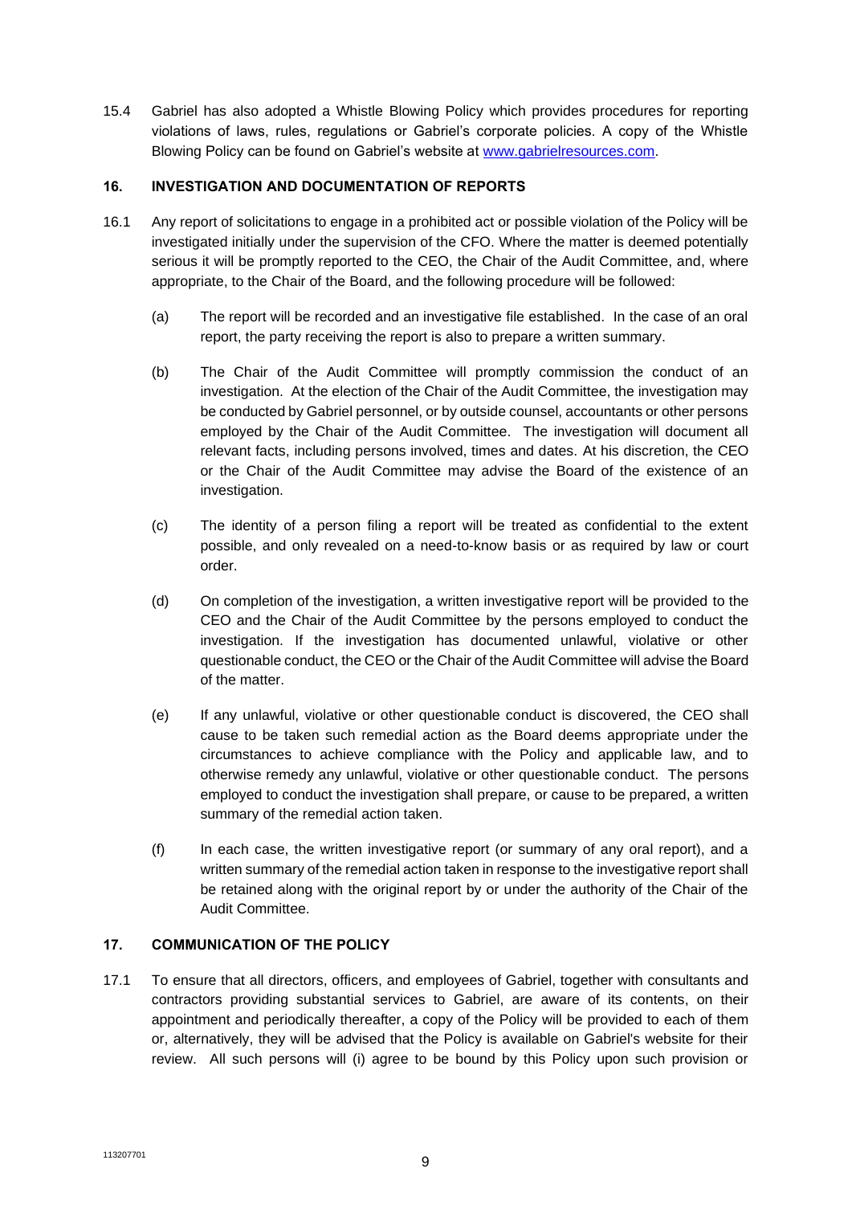15.4 Gabriel has also adopted a Whistle Blowing Policy which provides procedures for reporting violations of laws, rules, regulations or Gabriel's corporate policies. A copy of the Whistle Blowing Policy can be found on Gabriel's website at [www.gabrielresources.com](http://www.gabrielresources.com).

## 16. INVESTIGATION AND DOCUMENTATION OF REPORTS

16.1 Any report of solicitations to engage in a prohibited act or possible violation of the Policy will be investigated initially under the supervision of the CFO. Where the matter is deemed potentially serious it will be promptly reported to the CEO, the Chair of the Audit Committee, and, where appropriate, to the Chair of the Board, and the following procedure will be followed:

(a) The report will be recorded and an investigative file established. In the case of an oral report, the party receiving the report is also to prepare a written summary.

(b) The Chair of the Audit Committee will promptly commission the conduct of an investigation. At the election of the Chair of the Audit Committee, the investigation may be conducted by Gabriel personnel, or by outside counsel, accountants or other persons employed by the Chair of the Audit Committee. The investigation will document all relevant facts, including persons involved, times and dates. At his discretion, the CEO or the Chair of the Audit Committee may advise the Board of the existence of an investigation.

(c) The identity of a person filing a report will be treated as confidential to the extent possible, and only revealed on a need-to-know basis or as required by law or court order.

(d) On completion of the investigation, a written investigative report will be provided to the CEO and the Chair of the Audit Committee by the persons employed to conduct the investigation. If the investigation has documented unlawful, violative or other questionable conduct, the CEO or the Chair of the Audit Committee will advise the Board of the matter.

(e) If any unlawful, violative or other questionable conduct is discovered, the CEO shall cause to be taken such remedial action as the Board deems appropriate under the circumstances to achieve compliance with the Policy and applicable law, and to otherwise remedy any unlawful, violative or other questionable conduct. The persons employed to conduct the investigation shall prepare, or cause to be prepared, a written summary of the remedial action taken.

(f) In each case, the written investigative report (or summary of any oral report), and a written summary of the remedial action taken in response to the investigative report shall be retained along with the original report by or under the authority of the Chair of the Audit Committee.

## 17. COMMUNICATION OF THE POLICY

17.1 To ensure that all directors, officers, and employees of Gabriel, together with consultants and contractors providing substantial services to Gabriel, are aware of its contents, on their appointment and periodically thereafter, a copy of the Policy will be provided to each of them or, alternatively, they will be advised that the Policy is available on Gabriel's website for their review. All such persons will (i) agree to be bound by this Policy upon such provision or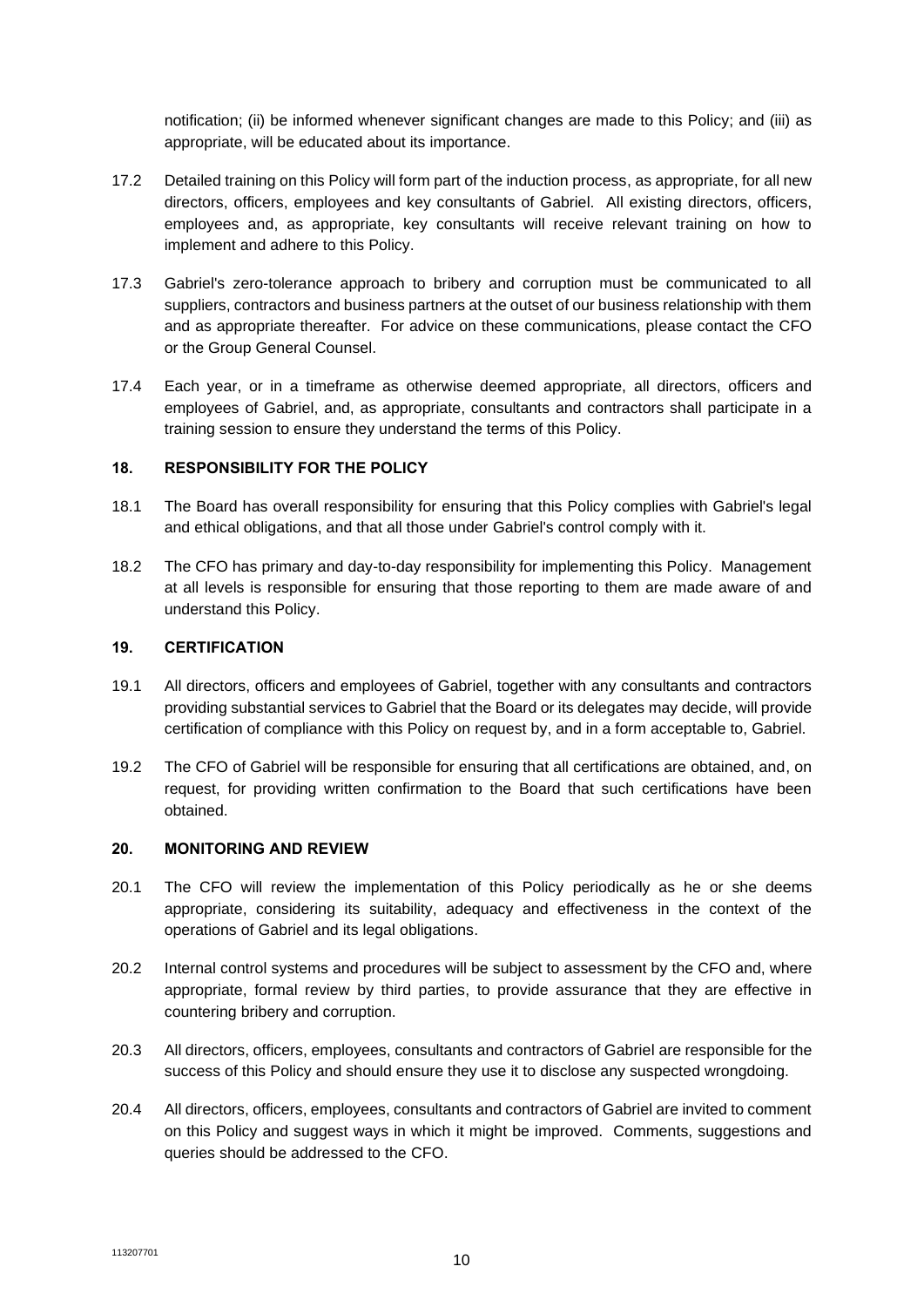notification; (ii) be informed whenever significant changes are made to this Policy; and (iii) as appropriate, will be educated about its importance.

17.2 Detailed training on this Policy will form part of the induction process, as appropriate, for all new directors, officers, employees and key consultants of Gabriel. All existing directors, officers, employees and, as appropriate, key consultants will receive relevant training on how to implement and adhere to this Policy.

17.3 Gabriel's zero-tolerance approach to bribery and corruption must be communicated to all suppliers, contractors and business partners at the outset of our business relationship with them and as appropriate thereafter. For advice on these communications, please contact the CFO or the Group General Counsel.

17.4 Each year, or in a timeframe as otherwise deemed appropriate, all directors, officers and employees of Gabriel, and, as appropriate, consultants and contractors shall participate in a training session to ensure they understand the terms of this Policy.

## 18. RESPONSIBILITY FOR THE POLICY

18.1 The Board has overall responsibility for ensuring that this Policy complies with Gabriel's legal and ethical obligations, and that all those under Gabriel's control comply with it.

18.2 The CFO has primary and day-to-day responsibility for implementing this Policy. Management at all levels is responsible for ensuring that those reporting to them are made aware of and understand this Policy.

## 19. CERTIFICATION

19.1 All directors, officers and employees of Gabriel, together with any consultants and contractors providing substantial services to Gabriel that the Board or its delegates may decide, will provide certification of compliance with this Policy on request by, and in a form acceptable to, Gabriel.

19.2 The CFO of Gabriel will be responsible for ensuring that all certifications are obtained, and, on request, for providing written confirmation to the Board that such certifications have been obtained.

## 20. MONITORING AND REVIEW

20.1 The CFO will review the implementation of this Policy periodically as he or she deems appropriate, considering its suitability, adequacy and effectiveness in the context of the operations of Gabriel and its legal obligations.

20.2 Internal control systems and procedures will be subject to assessment by the CFO and, where appropriate, formal review by third parties, to provide assurance that they are effective in countering bribery and corruption.

20.3 All directors, officers, employees, consultants and contractors of Gabriel are responsible for the success of this Policy and should ensure they use it to disclose any suspected wrongdoing.

20.4 All directors, officers, employees, consultants and contractors of Gabriel are invited to comment on this Policy and suggest ways in which it might be improved. Comments, suggestions and queries should be addressed to the CFO.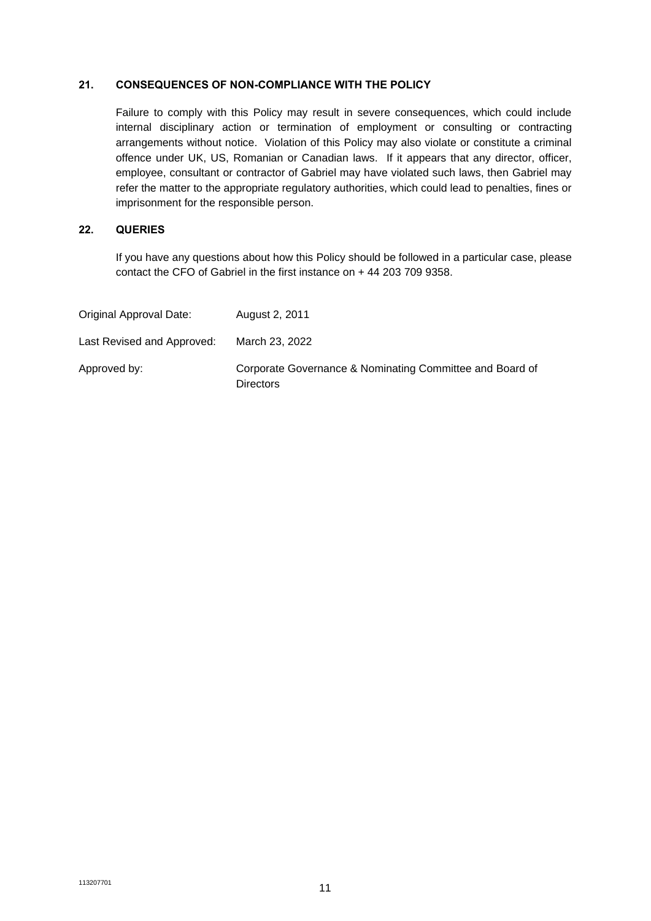## 21. CONSEQUENCES OF NON-COMPLIANCE WITH THE POLICY

Failure to comply with this Policy may result in severe consequences, which could include internal disciplinary action or termination of employment or consulting or contracting arrangements without notice. Violation of this Policy may also violate or constitute a criminal offence under UK, US, Romanian or Canadian laws. If it appears that any director, officer, employee, consultant or contractor of Gabriel may have violated such laws, then Gabriel may refer the matter to the appropriate regulatory authorities, which could lead to penalties, fines or imprisonment for the responsible person.

## 22. QUERIES

If you have any questions about how this Policy should be followed in a particular case, please contact the CFO of Gabriel in the first instance on + 44 203 709 9358.

| | |
|---|---|
| Original Approval Date: | August 2, 2011 |
| Last Revised and Approved: | March 23, 2022 |
| Approved by: | Corporate Governance & Nominating Committee and Board of Directors |

113207701